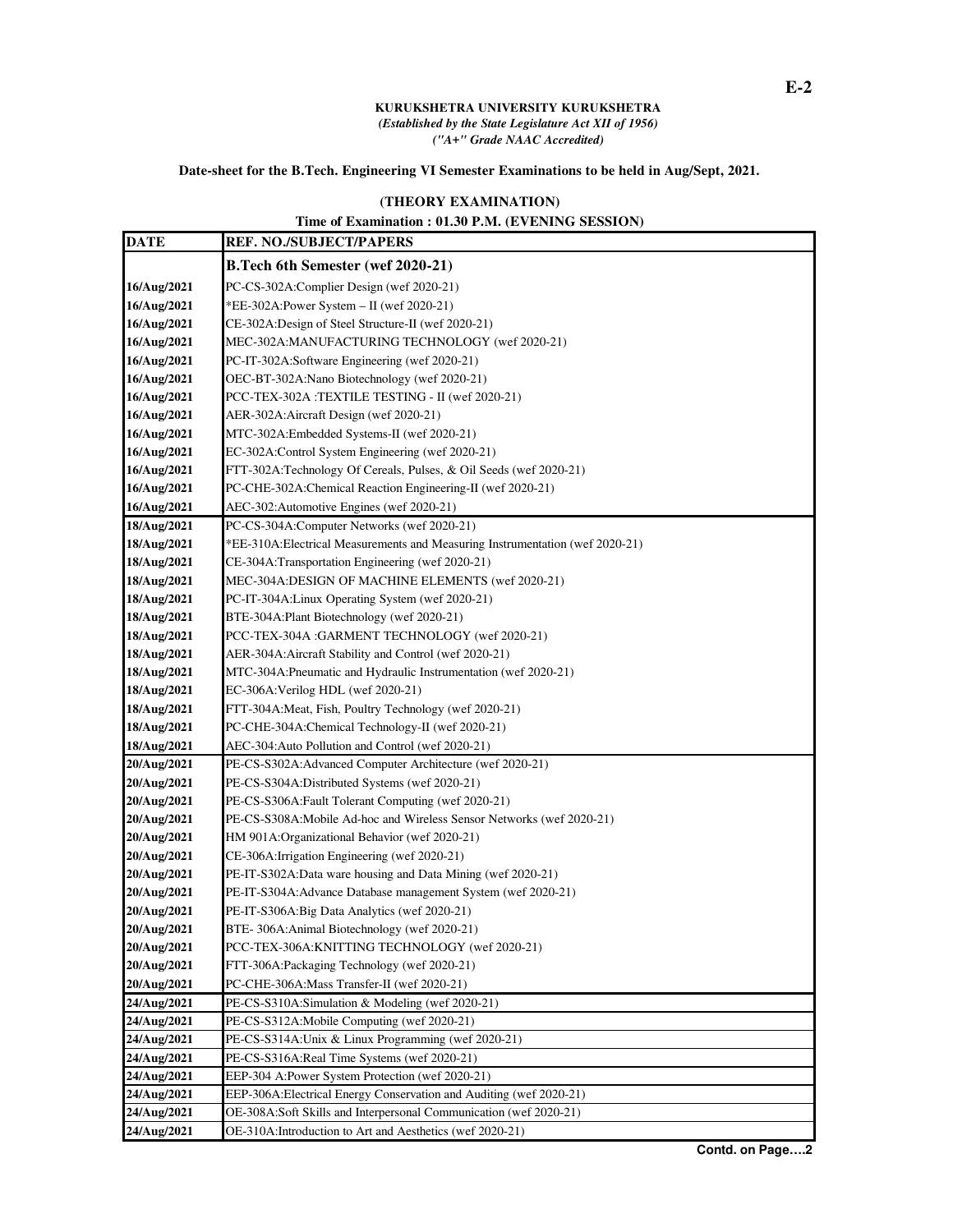E-2

**KURUKSHETRA UNIVERSITY KURUKSHETRA**
*(Established by the State Legislature Act XII of 1956)*
*("A+" Grade NAAC Accredited)*

**Date-sheet for the B.Tech. Engineering VI Semester Examinations to be held in Aug/Sept, 2021.**

**(THEORY EXAMINATION)**

**Time of Examination : 01.30 P.M. (EVENING SESSION)**

| DATE | REF. NO./SUBJECT/PAPERS |
|---|---|
| | **B.Tech 6th Semester (wef 2020-21)** |
| 16/Aug/2021 | PC-CS-302A:Complier Design (wef 2020-21) |
| 16/Aug/2021 | *EE-302A:Power System – II (wef 2020-21) |
| 16/Aug/2021 | CE-302A:Design of Steel Structure-II (wef 2020-21) |
| 16/Aug/2021 | MEC-302A:MANUFACTURING TECHNOLOGY (wef 2020-21) |
| 16/Aug/2021 | PC-IT-302A:Software Engineering (wef 2020-21) |
| 16/Aug/2021 | OEC-BT-302A:Nano Biotechnology (wef 2020-21) |
| 16/Aug/2021 | PCC-TEX-302A :TEXTILE TESTING - II (wef 2020-21) |
| 16/Aug/2021 | AER-302A:Aircraft Design (wef 2020-21) |
| 16/Aug/2021 | MTC-302A:Embedded Systems-II (wef 2020-21) |
| 16/Aug/2021 | EC-302A:Control System Engineering (wef 2020-21) |
| 16/Aug/2021 | FTT-302A:Technology Of Cereals, Pulses, & Oil Seeds (wef 2020-21) |
| 16/Aug/2021 | PC-CHE-302A:Chemical Reaction Engineering-II (wef 2020-21) |
| 16/Aug/2021 | AEC-302:Automotive Engines (wef 2020-21) |
| 18/Aug/2021 | PC-CS-304A:Computer Networks (wef 2020-21) |
| 18/Aug/2021 | *EE-310A:Electrical Measurements and Measuring Instrumentation (wef 2020-21) |
| 18/Aug/2021 | CE-304A:Transportation Engineering (wef 2020-21) |
| 18/Aug/2021 | MEC-304A:DESIGN OF MACHINE ELEMENTS (wef 2020-21) |
| 18/Aug/2021 | PC-IT-304A:Linux Operating System (wef 2020-21) |
| 18/Aug/2021 | BTE-304A:Plant Biotechnology (wef 2020-21) |
| 18/Aug/2021 | PCC-TEX-304A :GARMENT TECHNOLOGY (wef 2020-21) |
| 18/Aug/2021 | AER-304A:Aircraft Stability and Control (wef 2020-21) |
| 18/Aug/2021 | MTC-304A:Pneumatic and Hydraulic Instrumentation (wef 2020-21) |
| 18/Aug/2021 | EC-306A:Verilog HDL (wef 2020-21) |
| 18/Aug/2021 | FTT-304A:Meat, Fish, Poultry Technology (wef 2020-21) |
| 18/Aug/2021 | PC-CHE-304A:Chemical Technology-II (wef 2020-21) |
| 18/Aug/2021 | AEC-304:Auto Pollution and Control (wef 2020-21) |
| 20/Aug/2021 | PE-CS-S302A:Advanced Computer Architecture (wef 2020-21) |
| 20/Aug/2021 | PE-CS-S304A:Distributed Systems (wef 2020-21) |
| 20/Aug/2021 | PE-CS-S306A:Fault Tolerant Computing (wef 2020-21) |
| 20/Aug/2021 | PE-CS-S308A:Mobile Ad-hoc and Wireless Sensor Networks (wef 2020-21) |
| 20/Aug/2021 | HM 901A:Organizational Behavior (wef 2020-21) |
| 20/Aug/2021 | CE-306A:Irrigation Engineering (wef 2020-21) |
| 20/Aug/2021 | PE-IT-S302A:Data ware housing and Data Mining (wef 2020-21) |
| 20/Aug/2021 | PE-IT-S304A:Advance Database management System (wef 2020-21) |
| 20/Aug/2021 | PE-IT-S306A:Big Data Analytics (wef 2020-21) |
| 20/Aug/2021 | BTE- 306A:Animal Biotechnology (wef 2020-21) |
| 20/Aug/2021 | PCC-TEX-306A:KNITTING TECHNOLOGY (wef 2020-21) |
| 20/Aug/2021 | FTT-306A:Packaging Technology (wef 2020-21) |
| 20/Aug/2021 | PC-CHE-306A:Mass Transfer-II (wef 2020-21) |
| 24/Aug/2021 | PE-CS-S310A:Simulation & Modeling (wef 2020-21) |
| 24/Aug/2021 | PE-CS-S312A:Mobile Computing (wef 2020-21) |
| 24/Aug/2021 | PE-CS-S314A:Unix & Linux Programming (wef 2020-21) |
| 24/Aug/2021 | PE-CS-S316A:Real Time Systems (wef 2020-21) |
| 24/Aug/2021 | EEP-304 A:Power System Protection (wef 2020-21) |
| 24/Aug/2021 | EEP-306A:Electrical Energy Conservation and Auditing (wef 2020-21) |
| 24/Aug/2021 | OE-308A:Soft Skills and Interpersonal Communication (wef 2020-21) |
| 24/Aug/2021 | OE-310A:Introduction to Art and Aesthetics (wef 2020-21) |

**Contd. on Page….2**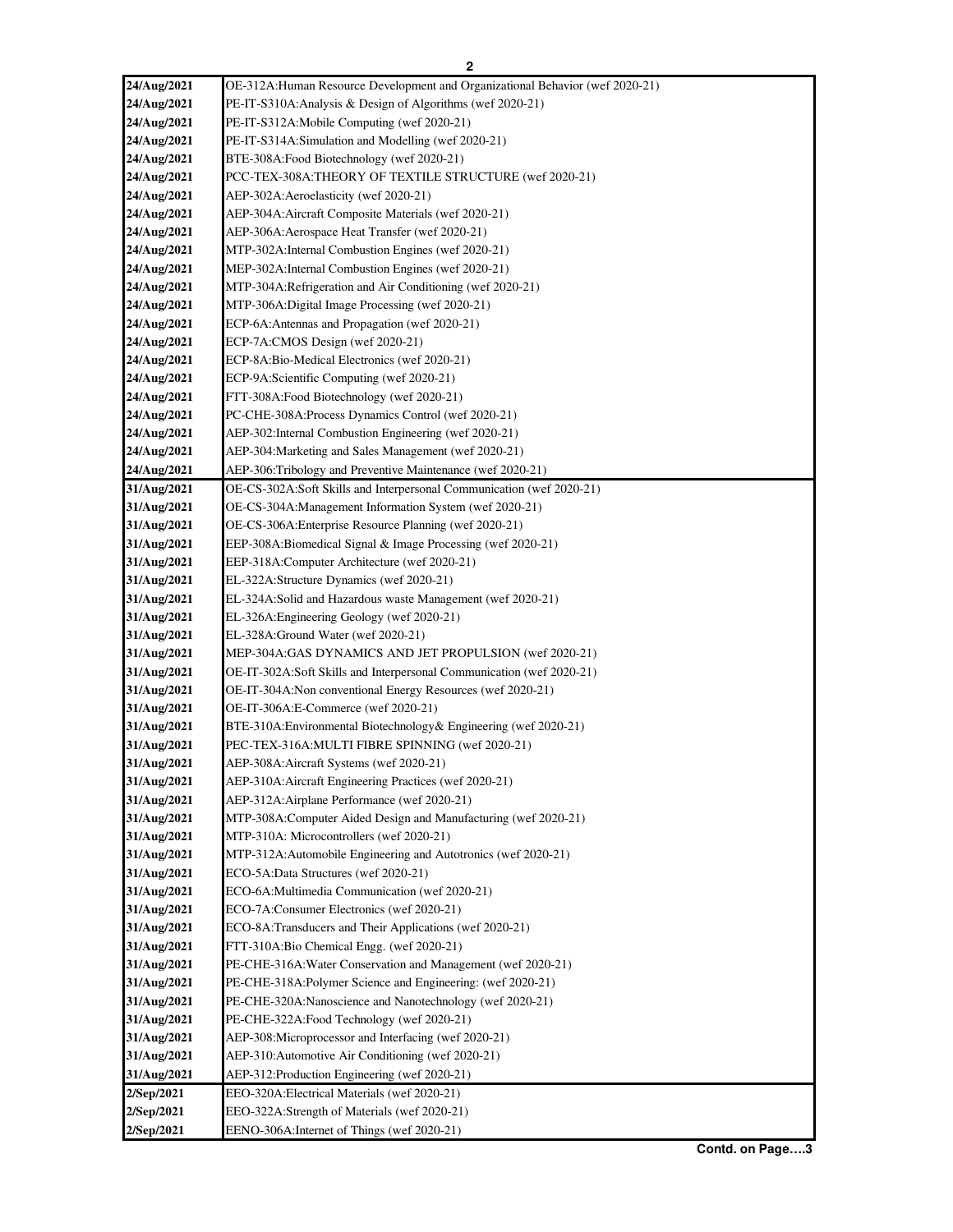| | |
|---|---|
| 24/Aug/2021 | OE-312A:Human Resource Development and Organizational Behavior (wef 2020-21) |
| 24/Aug/2021 | PE-IT-S310A:Analysis & Design of Algorithms (wef 2020-21) |
| 24/Aug/2021 | PE-IT-S312A:Mobile Computing (wef 2020-21) |
| 24/Aug/2021 | PE-IT-S314A:Simulation and Modelling (wef 2020-21) |
| 24/Aug/2021 | BTE-308A:Food Biotechnology (wef 2020-21) |
| 24/Aug/2021 | PCC-TEX-308A:THEORY OF TEXTILE STRUCTURE (wef 2020-21) |
| 24/Aug/2021 | AEP-302A:Aeroelasticity (wef 2020-21) |
| 24/Aug/2021 | AEP-304A:Aircraft Composite Materials (wef 2020-21) |
| 24/Aug/2021 | AEP-306A:Aerospace Heat Transfer (wef 2020-21) |
| 24/Aug/2021 | MTP-302A:Internal Combustion Engines (wef 2020-21) |
| 24/Aug/2021 | MEP-302A:Internal Combustion Engines (wef 2020-21) |
| 24/Aug/2021 | MTP-304A:Refrigeration and Air Conditioning (wef 2020-21) |
| 24/Aug/2021 | MTP-306A:Digital Image Processing (wef 2020-21) |
| 24/Aug/2021 | ECP-6A:Antennas and Propagation (wef 2020-21) |
| 24/Aug/2021 | ECP-7A:CMOS Design (wef 2020-21) |
| 24/Aug/2021 | ECP-8A:Bio-Medical Electronics (wef 2020-21) |
| 24/Aug/2021 | ECP-9A:Scientific Computing (wef 2020-21) |
| 24/Aug/2021 | FTT-308A:Food Biotechnology (wef 2020-21) |
| 24/Aug/2021 | PC-CHE-308A:Process Dynamics Control (wef 2020-21) |
| 24/Aug/2021 | AEP-302:Internal Combustion Engineering (wef 2020-21) |
| 24/Aug/2021 | AEP-304:Marketing and Sales Management (wef 2020-21) |
| 24/Aug/2021 | AEP-306:Tribology and Preventive Maintenance (wef 2020-21) |
| 31/Aug/2021 | OE-CS-302A:Soft Skills and Interpersonal Communication (wef 2020-21) |
| 31/Aug/2021 | OE-CS-304A:Management Information System (wef 2020-21) |
| 31/Aug/2021 | OE-CS-306A:Enterprise Resource Planning (wef 2020-21) |
| 31/Aug/2021 | EEP-308A:Biomedical Signal & Image Processing (wef 2020-21) |
| 31/Aug/2021 | EEP-318A:Computer Architecture (wef 2020-21) |
| 31/Aug/2021 | EL-322A:Structure Dynamics (wef 2020-21) |
| 31/Aug/2021 | EL-324A:Solid and Hazardous waste Management (wef 2020-21) |
| 31/Aug/2021 | EL-326A:Engineering Geology (wef 2020-21) |
| 31/Aug/2021 | EL-328A:Ground Water (wef 2020-21) |
| 31/Aug/2021 | MEP-304A:GAS DYNAMICS AND JET PROPULSION (wef 2020-21) |
| 31/Aug/2021 | OE-IT-302A:Soft Skills and Interpersonal Communication (wef 2020-21) |
| 31/Aug/2021 | OE-IT-304A:Non conventional Energy Resources (wef 2020-21) |
| 31/Aug/2021 | OE-IT-306A:E-Commerce (wef 2020-21) |
| 31/Aug/2021 | BTE-310A:Environmental Biotechnology& Engineering (wef 2020-21) |
| 31/Aug/2021 | PEC-TEX-316A:MULTI FIBRE SPINNING (wef 2020-21) |
| 31/Aug/2021 | AEP-308A:Aircraft Systems (wef 2020-21) |
| 31/Aug/2021 | AEP-310A:Aircraft Engineering Practices (wef 2020-21) |
| 31/Aug/2021 | AEP-312A:Airplane Performance (wef 2020-21) |
| 31/Aug/2021 | MTP-308A:Computer Aided Design and Manufacturing (wef 2020-21) |
| 31/Aug/2021 | MTP-310A: Microcontrollers (wef 2020-21) |
| 31/Aug/2021 | MTP-312A:Automobile Engineering and Autotronics (wef 2020-21) |
| 31/Aug/2021 | ECO-5A:Data Structures (wef 2020-21) |
| 31/Aug/2021 | ECO-6A:Multimedia Communication (wef 2020-21) |
| 31/Aug/2021 | ECO-7A:Consumer Electronics (wef 2020-21) |
| 31/Aug/2021 | ECO-8A:Transducers and Their Applications (wef 2020-21) |
| 31/Aug/2021 | FTT-310A:Bio Chemical Engg. (wef 2020-21) |
| 31/Aug/2021 | PE-CHE-316A:Water Conservation and Management (wef 2020-21) |
| 31/Aug/2021 | PE-CHE-318A:Polymer Science and Engineering: (wef 2020-21) |
| 31/Aug/2021 | PE-CHE-320A:Nanoscience and Nanotechnology (wef 2020-21) |
| 31/Aug/2021 | PE-CHE-322A:Food Technology (wef 2020-21) |
| 31/Aug/2021 | AEP-308:Microprocessor and Interfacing (wef 2020-21) |
| 31/Aug/2021 | AEP-310:Automotive Air Conditioning (wef 2020-21) |
| 31/Aug/2021 | AEP-312:Production Engineering (wef 2020-21) |
| 2/Sep/2021 | EEO-320A:Electrical Materials (wef 2020-21) |
| 2/Sep/2021 | EEO-322A:Strength of Materials (wef 2020-21) |
| 2/Sep/2021 | EENO-306A:Internet of Things (wef 2020-21) |

**Contd. on Page….3**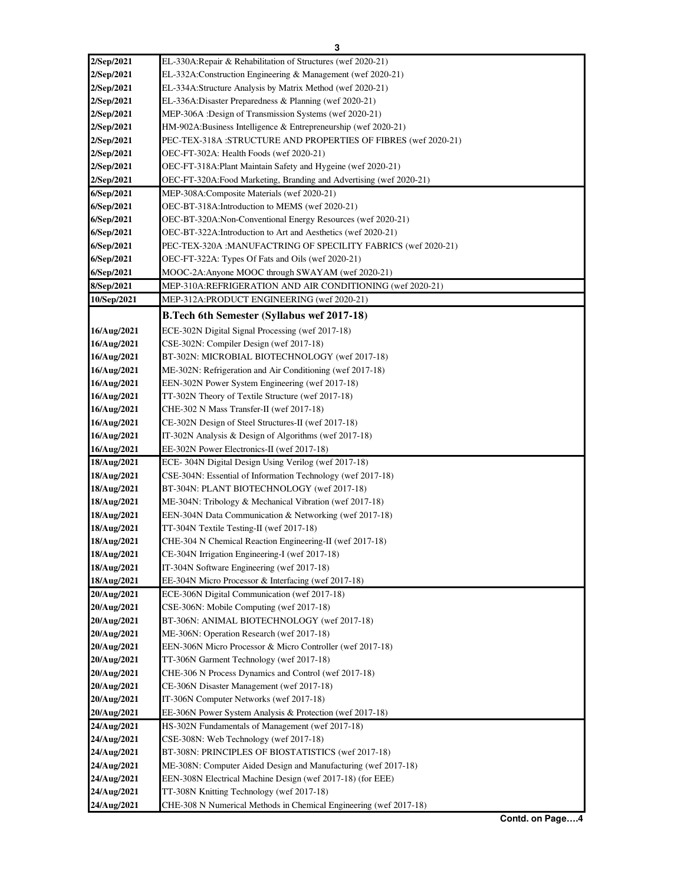| | |
|---|---|
| 2/Sep/2021 | EL-330A:Repair & Rehabilitation of Structures (wef 2020-21) |
| 2/Sep/2021 | EL-332A:Construction Engineering & Management (wef 2020-21) |
| 2/Sep/2021 | EL-334A:Structure Analysis by Matrix Method (wef 2020-21) |
| 2/Sep/2021 | EL-336A:Disaster Preparedness & Planning (wef 2020-21) |
| 2/Sep/2021 | MEP-306A :Design of Transmission Systems (wef 2020-21) |
| 2/Sep/2021 | HM-902A:Business Intelligence & Entrepreneurship (wef 2020-21) |
| 2/Sep/2021 | PEC-TEX-318A :STRUCTURE AND PROPERTIES OF FIBRES (wef 2020-21) |
| 2/Sep/2021 | OEC-FT-302A: Health Foods (wef 2020-21) |
| 2/Sep/2021 | OEC-FT-318A:Plant Maintain Safety and Hygeine (wef 2020-21) |
| 2/Sep/2021 | OEC-FT-320A:Food Marketing, Branding and Advertising (wef 2020-21) |
| 6/Sep/2021 | MEP-308A:Composite Materials (wef 2020-21) |
| 6/Sep/2021 | OEC-BT-318A:Introduction to MEMS (wef 2020-21) |
| 6/Sep/2021 | OEC-BT-320A:Non-Conventional Energy Resources (wef 2020-21) |
| 6/Sep/2021 | OEC-BT-322A:Introduction to Art and Aesthetics (wef 2020-21) |
| 6/Sep/2021 | PEC-TEX-320A :MANUFACTRING OF SPECILITY FABRICS (wef 2020-21) |
| 6/Sep/2021 | OEC-FT-322A: Types Of Fats and Oils (wef 2020-21) |
| 6/Sep/2021 | MOOC-2A:Anyone MOOC through SWAYAM (wef 2020-21) |
| 8/Sep/2021 | MEP-310A:REFRIGERATION AND AIR CONDITIONING (wef 2020-21) |
| 10/Sep/2021 | MEP-312A:PRODUCT ENGINEERING (wef 2020-21) |
| | **B.Tech 6th Semester (Syllabus wef 2017-18)** |
| 16/Aug/2021 | ECE-302N Digital Signal Processing (wef 2017-18) |
| 16/Aug/2021 | CSE-302N: Compiler Design (wef 2017-18) |
| 16/Aug/2021 | BT-302N: MICROBIAL BIOTECHNOLOGY (wef 2017-18) |
| 16/Aug/2021 | ME-302N: Refrigeration and Air Conditioning (wef 2017-18) |
| 16/Aug/2021 | EEN-302N Power System Engineering (wef 2017-18) |
| 16/Aug/2021 | TT-302N Theory of Textile Structure (wef 2017-18) |
| 16/Aug/2021 | CHE-302 N Mass Transfer-II (wef 2017-18) |
| 16/Aug/2021 | CE-302N Design of Steel Structures-II (wef 2017-18) |
| 16/Aug/2021 | IT-302N Analysis & Design of Algorithms (wef 2017-18) |
| 16/Aug/2021 | EE-302N Power Electronics-II (wef 2017-18) |
| 18/Aug/2021 | ECE- 304N Digital Design Using Verilog (wef 2017-18) |
| 18/Aug/2021 | CSE-304N: Essential of Information Technology (wef 2017-18) |
| 18/Aug/2021 | BT-304N: PLANT BIOTECHNOLOGY (wef 2017-18) |
| 18/Aug/2021 | ME-304N: Tribology & Mechanical Vibration (wef 2017-18) |
| 18/Aug/2021 | EEN-304N Data Communication & Networking (wef 2017-18) |
| 18/Aug/2021 | TT-304N Textile Testing-II (wef 2017-18) |
| 18/Aug/2021 | CHE-304 N Chemical Reaction Engineering-II (wef 2017-18) |
| 18/Aug/2021 | CE-304N Irrigation Engineering-I (wef 2017-18) |
| 18/Aug/2021 | IT-304N Software Engineering (wef 2017-18) |
| 18/Aug/2021 | EE-304N Micro Processor & Interfacing (wef 2017-18) |
| 20/Aug/2021 | ECE-306N Digital Communication (wef 2017-18) |
| 20/Aug/2021 | CSE-306N: Mobile Computing (wef 2017-18) |
| 20/Aug/2021 | BT-306N: ANIMAL BIOTECHNOLOGY (wef 2017-18) |
| 20/Aug/2021 | ME-306N: Operation Research (wef 2017-18) |
| 20/Aug/2021 | EEN-306N Micro Processor & Micro Controller (wef 2017-18) |
| 20/Aug/2021 | TT-306N Garment Technology (wef 2017-18) |
| 20/Aug/2021 | CHE-306 N Process Dynamics and Control (wef 2017-18) |
| 20/Aug/2021 | CE-306N Disaster Management (wef 2017-18) |
| 20/Aug/2021 | IT-306N Computer Networks (wef 2017-18) |
| 20/Aug/2021 | EE-306N Power System Analysis & Protection (wef 2017-18) |
| 24/Aug/2021 | HS-302N Fundamentals of Management (wef 2017-18) |
| 24/Aug/2021 | CSE-308N: Web Technology (wef 2017-18) |
| 24/Aug/2021 | BT-308N: PRINCIPLES OF BIOSTATISTICS (wef 2017-18) |
| 24/Aug/2021 | ME-308N: Computer Aided Design and Manufacturing (wef 2017-18) |
| 24/Aug/2021 | EEN-308N Electrical Machine Design (wef 2017-18) (for EEE) |
| 24/Aug/2021 | TT-308N Knitting Technology (wef 2017-18) |
| 24/Aug/2021 | CHE-308 N Numerical Methods in Chemical Engineering (wef 2017-18) |

**Contd. on Page….4**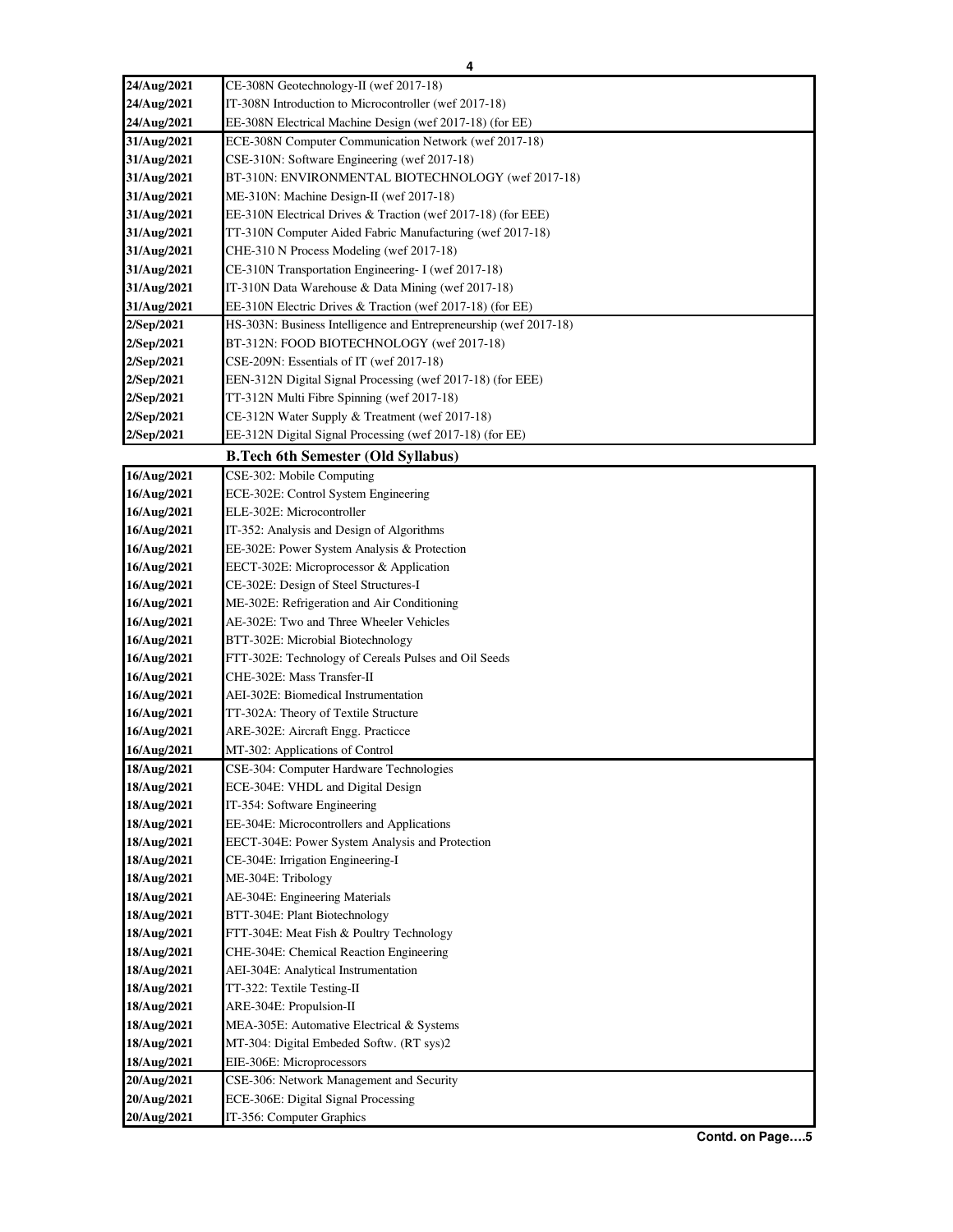| | |
|---|---|
| 24/Aug/2021 | CE-308N Geotechnology-II (wef 2017-18) |
| 24/Aug/2021 | IT-308N Introduction to Microcontroller (wef 2017-18) |
| 24/Aug/2021 | EE-308N Electrical Machine Design (wef 2017-18) (for EE) |
| 31/Aug/2021 | ECE-308N Computer Communication Network (wef 2017-18) |
| 31/Aug/2021 | CSE-310N: Software Engineering (wef 2017-18) |
| 31/Aug/2021 | BT-310N: ENVIRONMENTAL BIOTECHNOLOGY (wef 2017-18) |
| 31/Aug/2021 | ME-310N: Machine Design-II (wef 2017-18) |
| 31/Aug/2021 | EE-310N Electrical Drives & Traction (wef 2017-18) (for EEE) |
| 31/Aug/2021 | TT-310N Computer Aided Fabric Manufacturing (wef 2017-18) |
| 31/Aug/2021 | CHE-310 N Process Modeling (wef 2017-18) |
| 31/Aug/2021 | CE-310N Transportation Engineering- I (wef 2017-18) |
| 31/Aug/2021 | IT-310N Data Warehouse & Data Mining (wef 2017-18) |
| 31/Aug/2021 | EE-310N Electric Drives & Traction (wef 2017-18) (for EE) |
| 2/Sep/2021 | HS-303N: Business Intelligence and Entrepreneurship (wef 2017-18) |
| 2/Sep/2021 | BT-312N: FOOD BIOTECHNOLOGY (wef 2017-18) |
| 2/Sep/2021 | CSE-209N: Essentials of IT (wef 2017-18) |
| 2/Sep/2021 | EEN-312N Digital Signal Processing (wef 2017-18) (for EEE) |
| 2/Sep/2021 | TT-312N Multi Fibre Spinning (wef 2017-18) |
| 2/Sep/2021 | CE-312N Water Supply & Treatment (wef 2017-18) |
| 2/Sep/2021 | EE-312N Digital Signal Processing (wef 2017-18) (for EE) |

## B.Tech 6th Semester (Old Syllabus)

| | |
|---|---|
| 16/Aug/2021 | CSE-302: Mobile Computing |
| 16/Aug/2021 | ECE-302E: Control System Engineering |
| 16/Aug/2021 | ELE-302E: Microcontroller |
| 16/Aug/2021 | IT-352: Analysis and Design of Algorithms |
| 16/Aug/2021 | EE-302E: Power System Analysis & Protection |
| 16/Aug/2021 | EECT-302E: Microprocessor & Application |
| 16/Aug/2021 | CE-302E: Design of Steel Structures-I |
| 16/Aug/2021 | ME-302E: Refrigeration and Air Conditioning |
| 16/Aug/2021 | AE-302E: Two and Three Wheeler Vehicles |
| 16/Aug/2021 | BTT-302E: Microbial Biotechnology |
| 16/Aug/2021 | FTT-302E: Technology of Cereals Pulses and Oil Seeds |
| 16/Aug/2021 | CHE-302E: Mass Transfer-II |
| 16/Aug/2021 | AEI-302E: Biomedical Instrumentation |
| 16/Aug/2021 | TT-302A: Theory of Textile Structure |
| 16/Aug/2021 | ARE-302E: Aircraft Engg. Practicce |
| 16/Aug/2021 | MT-302: Applications of Control |
| 18/Aug/2021 | CSE-304: Computer Hardware Technologies |
| 18/Aug/2021 | ECE-304E: VHDL and Digital Design |
| 18/Aug/2021 | IT-354: Software Engineering |
| 18/Aug/2021 | EE-304E: Microcontrollers and Applications |
| 18/Aug/2021 | EECT-304E: Power System Analysis and Protection |
| 18/Aug/2021 | CE-304E: Irrigation Engineering-I |
| 18/Aug/2021 | ME-304E: Tribology |
| 18/Aug/2021 | AE-304E: Engineering Materials |
| 18/Aug/2021 | BTT-304E: Plant Biotechnology |
| 18/Aug/2021 | FTT-304E: Meat Fish & Poultry Technology |
| 18/Aug/2021 | CHE-304E: Chemical Reaction Engineering |
| 18/Aug/2021 | AEI-304E: Analytical Instrumentation |
| 18/Aug/2021 | TT-322: Textile Testing-II |
| 18/Aug/2021 | ARE-304E: Propulsion-II |
| 18/Aug/2021 | MEA-305E: Automative Electrical & Systems |
| 18/Aug/2021 | MT-304: Digital Embeded Softw. (RT sys)2 |
| 18/Aug/2021 | EIE-306E: Microprocessors |
| 20/Aug/2021 | CSE-306: Network Management and Security |
| 20/Aug/2021 | ECE-306E: Digital Signal Processing |
| 20/Aug/2021 | IT-356: Computer Graphics |

**Contd. on Page….5**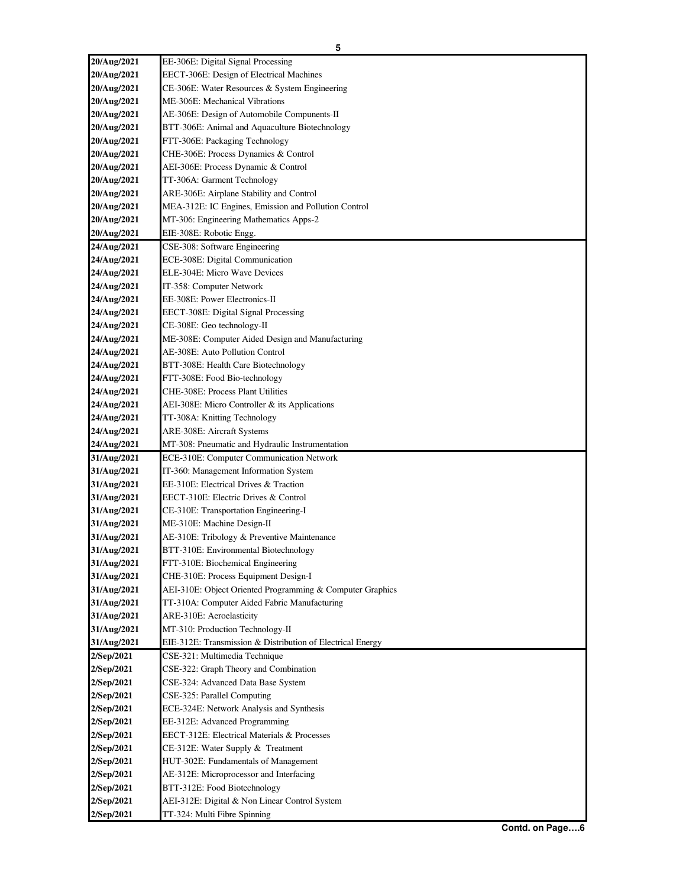| | |
|---|---|
| 20/Aug/2021 | EE-306E: Digital Signal Processing |
| 20/Aug/2021 | EECT-306E: Design of Electrical Machines |
| 20/Aug/2021 | CE-306E: Water Resources & System Engineering |
| 20/Aug/2021 | ME-306E: Mechanical Vibrations |
| 20/Aug/2021 | AE-306E: Design of Automobile Compunents-II |
| 20/Aug/2021 | BTT-306E: Animal and Aquaculture Biotechnology |
| 20/Aug/2021 | FTT-306E: Packaging Technology |
| 20/Aug/2021 | CHE-306E: Process Dynamics & Control |
| 20/Aug/2021 | AEI-306E: Process Dynamic & Control |
| 20/Aug/2021 | TT-306A: Garment Technology |
| 20/Aug/2021 | ARE-306E: Airplane Stability and Control |
| 20/Aug/2021 | MEA-312E: IC Engines, Emission and Pollution Control |
| 20/Aug/2021 | MT-306: Engineering Mathematics Apps-2 |
| 20/Aug/2021 | EIE-308E: Robotic Engg. |
| 24/Aug/2021 | CSE-308: Software Engineering |
| 24/Aug/2021 | ECE-308E: Digital Communication |
| 24/Aug/2021 | ELE-304E: Micro Wave Devices |
| 24/Aug/2021 | IT-358: Computer Network |
| 24/Aug/2021 | EE-308E: Power Electronics-II |
| 24/Aug/2021 | EECT-308E: Digital Signal Processing |
| 24/Aug/2021 | CE-308E: Geo technology-II |
| 24/Aug/2021 | ME-308E: Computer Aided Design and Manufacturing |
| 24/Aug/2021 | AE-308E: Auto Pollution Control |
| 24/Aug/2021 | BTT-308E: Health Care Biotechnology |
| 24/Aug/2021 | FTT-308E: Food Bio-technology |
| 24/Aug/2021 | CHE-308E: Process Plant Utilities |
| 24/Aug/2021 | AEI-308E: Micro Controller & its Applications |
| 24/Aug/2021 | TT-308A: Knitting Technology |
| 24/Aug/2021 | ARE-308E: Aircraft Systems |
| 24/Aug/2021 | MT-308: Pneumatic and Hydraulic Instrumentation |
| 31/Aug/2021 | ECE-310E: Computer Communication Network |
| 31/Aug/2021 | IT-360: Management Information System |
| 31/Aug/2021 | EE-310E: Electrical Drives & Traction |
| 31/Aug/2021 | EECT-310E: Electric Drives & Control |
| 31/Aug/2021 | CE-310E: Transportation Engineering-I |
| 31/Aug/2021 | ME-310E: Machine Design-II |
| 31/Aug/2021 | AE-310E: Tribology & Preventive Maintenance |
| 31/Aug/2021 | BTT-310E: Environmental Biotechnology |
| 31/Aug/2021 | FTT-310E: Biochemical Engineering |
| 31/Aug/2021 | CHE-310E: Process Equipment Design-I |
| 31/Aug/2021 | AEI-310E: Object Oriented Programming & Computer Graphics |
| 31/Aug/2021 | TT-310A: Computer Aided Fabric Manufacturing |
| 31/Aug/2021 | ARE-310E: Aeroelasticity |
| 31/Aug/2021 | MT-310: Production Technology-II |
| 31/Aug/2021 | EIE-312E: Transmission & Distribution of Electrical Energy |
| 2/Sep/2021 | CSE-321: Multimedia Technique |
| 2/Sep/2021 | CSE-322: Graph Theory and Combination |
| 2/Sep/2021 | CSE-324: Advanced Data Base System |
| 2/Sep/2021 | CSE-325: Parallel Computing |
| 2/Sep/2021 | ECE-324E: Network Analysis and Synthesis |
| 2/Sep/2021 | EE-312E: Advanced Programming |
| 2/Sep/2021 | EECT-312E: Electrical Materials & Processes |
| 2/Sep/2021 | CE-312E: Water Supply & Treatment |
| 2/Sep/2021 | HUT-302E: Fundamentals of Management |
| 2/Sep/2021 | AE-312E: Microprocessor and Interfacing |
| 2/Sep/2021 | BTT-312E: Food Biotechnology |
| 2/Sep/2021 | AEI-312E: Digital & Non Linear Control System |
| 2/Sep/2021 | TT-324: Multi Fibre Spinning |

**Contd. on Page….6**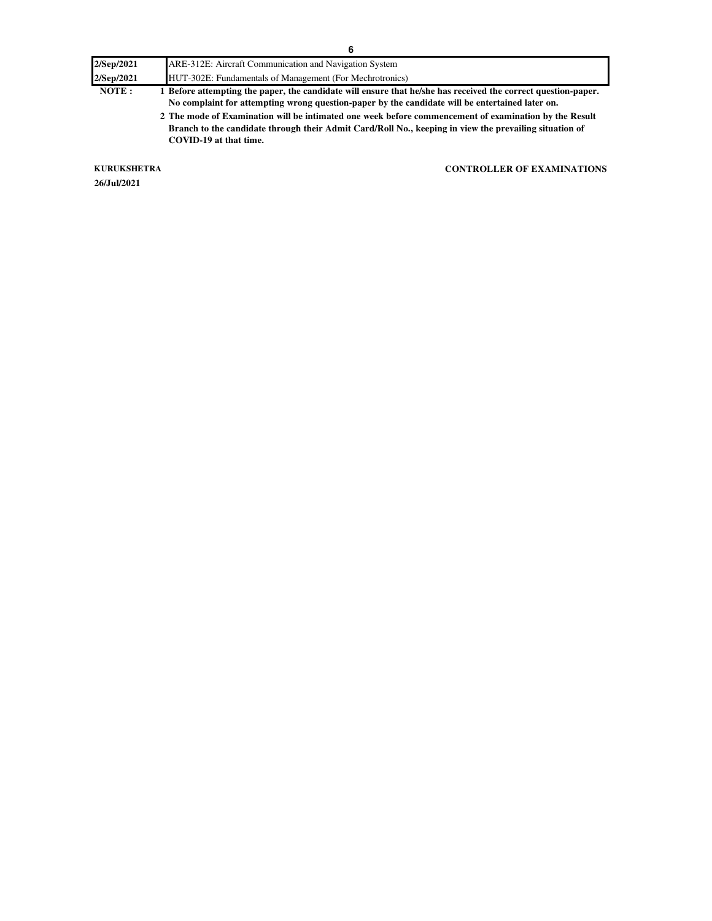| | |
|---|---|
| **2/Sep/2021** | ARE-312E: Aircraft Communication and Navigation System |
| **2/Sep/2021** | HUT-302E: Fundamentals of Management (For Mechrotronics) |

**NOTE :**

1. **Before attempting the paper, the candidate will ensure that he/she has received the correct question-paper. No complaint for attempting wrong question-paper by the candidate will be entertained later on.**
2. **The mode of Examination will be intimated one week before commencement of examination by the Result Branch to the candidate through their Admit Card/Roll No., keeping in view the prevailing situation of COVID-19 at that time.**

**KURUKSHETRA**

**26/Jul/2021**

**CONTROLLER OF EXAMINATIONS**